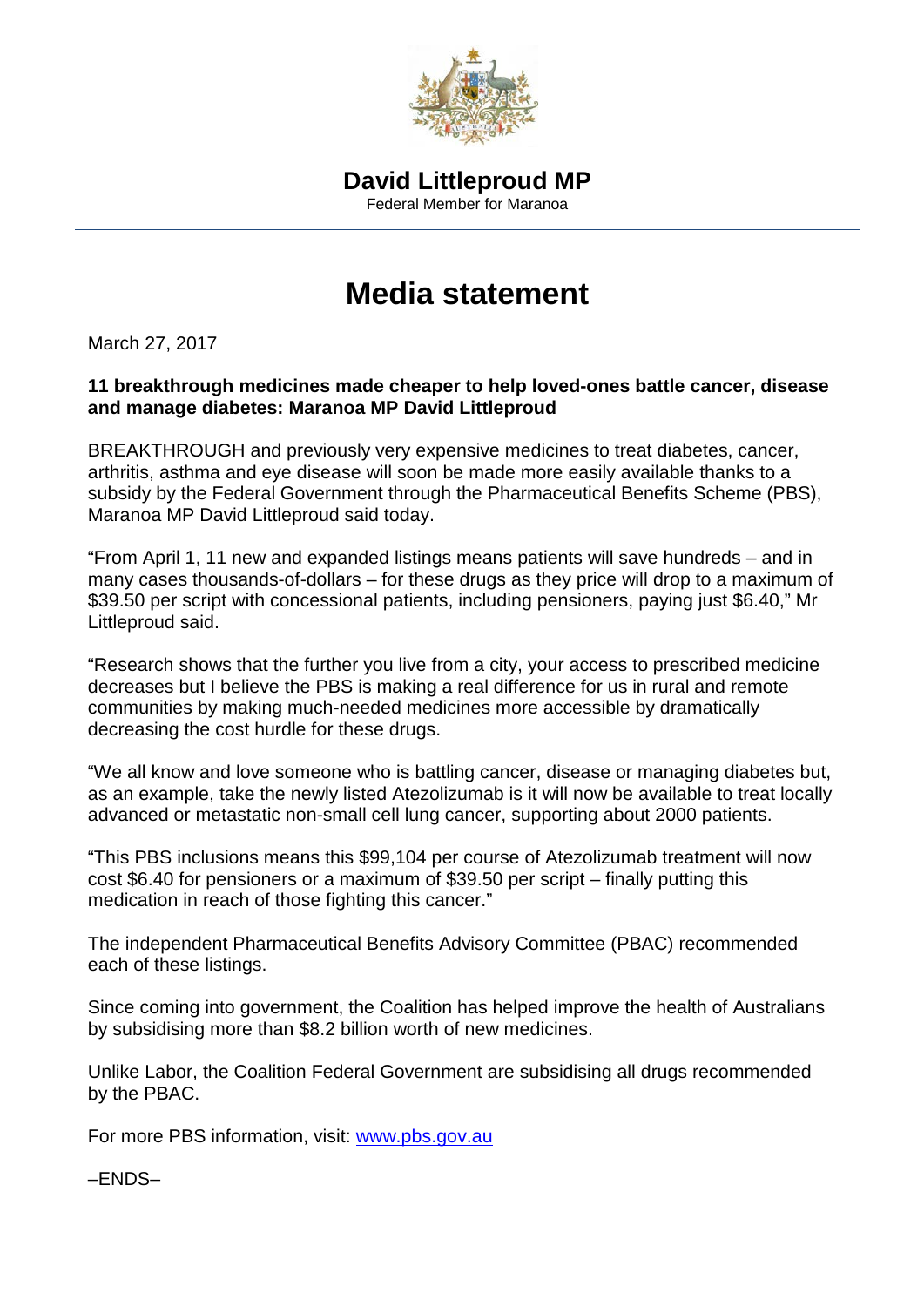**David Littleproud MP**
Federal Member for Maranoa

# Media statement

March 27, 2017

**11 breakthrough medicines made cheaper to help loved-ones battle cancer, disease and manage diabetes: Maranoa MP David Littleproud**

BREAKTHROUGH and previously very expensive medicines to treat diabetes, cancer, arthritis, asthma and eye disease will soon be made more easily available thanks to a subsidy by the Federal Government through the Pharmaceutical Benefits Scheme (PBS), Maranoa MP David Littleproud said today.

"From April 1, 11 new and expanded listings means patients will save hundreds – and in many cases thousands-of-dollars – for these drugs as they price will drop to a maximum of $39.50 per script with concessional patients, including pensioners, paying just $6.40," Mr Littleproud said.

"Research shows that the further you live from a city, your access to prescribed medicine decreases but I believe the PBS is making a real difference for us in rural and remote communities by making much-needed medicines more accessible by dramatically decreasing the cost hurdle for these drugs.

"We all know and love someone who is battling cancer, disease or managing diabetes but, as an example, take the newly listed Atezolizumab is it will now be available to treat locally advanced or metastatic non-small cell lung cancer, supporting about 2000 patients.

"This PBS inclusions means this $99,104 per course of Atezolizumab treatment will now cost $6.40 for pensioners or a maximum of $39.50 per script – finally putting this medication in reach of those fighting this cancer."

The independent Pharmaceutical Benefits Advisory Committee (PBAC) recommended each of these listings.

Since coming into government, the Coalition has helped improve the health of Australians by subsidising more than $8.2 billion worth of new medicines.

Unlike Labor, the Coalition Federal Government are subsidising all drugs recommended by the PBAC.

For more PBS information, visit: www.pbs.gov.au

–ENDS–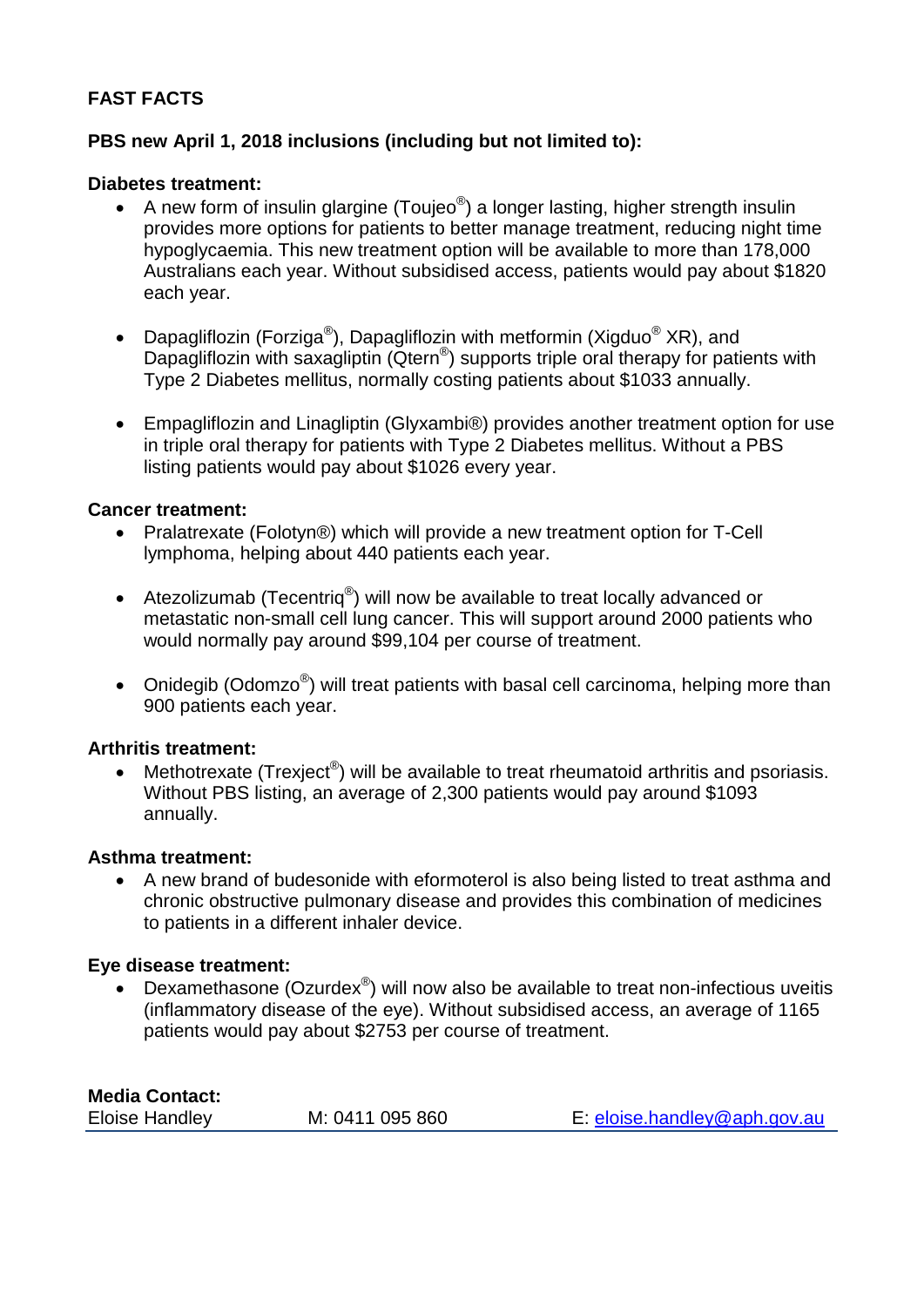**FAST FACTS**

**PBS new April 1, 2018 inclusions (including but not limited to):**

**Diabetes treatment:**

- A new form of insulin glargine (Toujeo®) a longer lasting, higher strength insulin provides more options for patients to better manage treatment, reducing night time hypoglycaemia. This new treatment option will be available to more than 178,000 Australians each year. Without subsidised access, patients would pay about $1820 each year.
- Dapagliflozin (Forziga®), Dapagliflozin with metformin (Xigduo® XR), and Dapagliflozin with saxagliptin (Qtern®) supports triple oral therapy for patients with Type 2 Diabetes mellitus, normally costing patients about $1033 annually.
- Empagliflozin and Linagliptin (Glyxambi®) provides another treatment option for use in triple oral therapy for patients with Type 2 Diabetes mellitus. Without a PBS listing patients would pay about $1026 every year.

**Cancer treatment:**

- Pralatrexate (Folotyn®) which will provide a new treatment option for T-Cell lymphoma, helping about 440 patients each year.
- Atezolizumab (Tecentriq®) will now be available to treat locally advanced or metastatic non-small cell lung cancer. This will support around 2000 patients who would normally pay around $99,104 per course of treatment.
- Onidegib (Odomzo®) will treat patients with basal cell carcinoma, helping more than 900 patients each year.

**Arthritis treatment:**

- Methotrexate (Trexject®) will be available to treat rheumatoid arthritis and psoriasis. Without PBS listing, an average of 2,300 patients would pay around $1093 annually.

**Asthma treatment:**

- A new brand of budesonide with eformoterol is also being listed to treat asthma and chronic obstructive pulmonary disease and provides this combination of medicines to patients in a different inhaler device.

**Eye disease treatment:**

- Dexamethasone (Ozurdex®) will now also be available to treat non-infectious uveitis (inflammatory disease of the eye). Without subsidised access, an average of 1165 patients would pay about $2753 per course of treatment.

**Media Contact:**

Eloise Handley M: 0411 095 860 E: eloise.handley@aph.gov.au